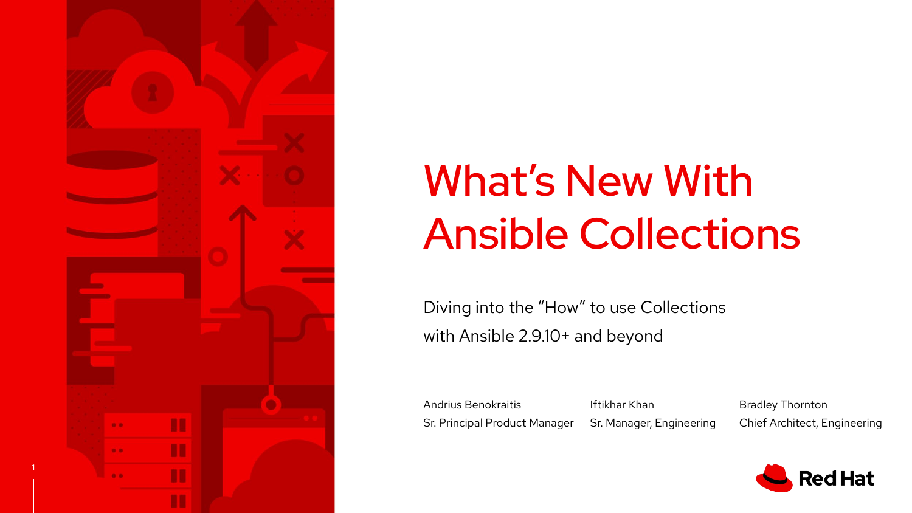# What's New With Ansible Collections

Diving into the "How" to use Collections with Ansible 2.9.10+ and beyond

Andrius Benokraitis
Sr. Principal Product Manager

Iftikhar Khan
Sr. Manager, Engineering

Bradley Thornton
Chief Architect, Engineering

Red Hat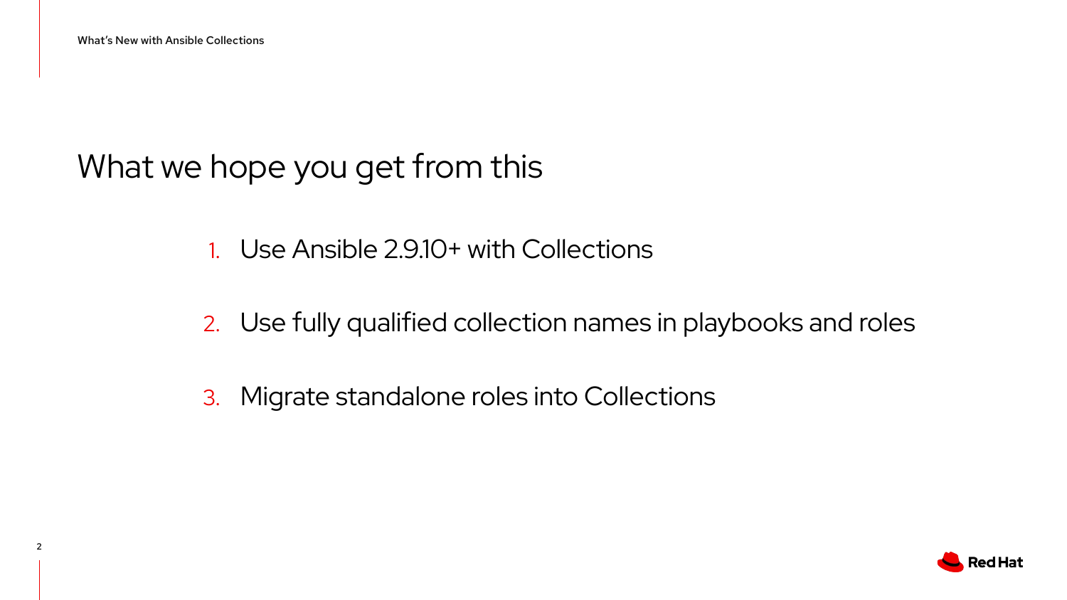# What we hope you get from this

1. Use Ansible 2.9.10+ with Collections
2. Use fully qualified collection names in playbooks and roles
3. Migrate standalone roles into Collections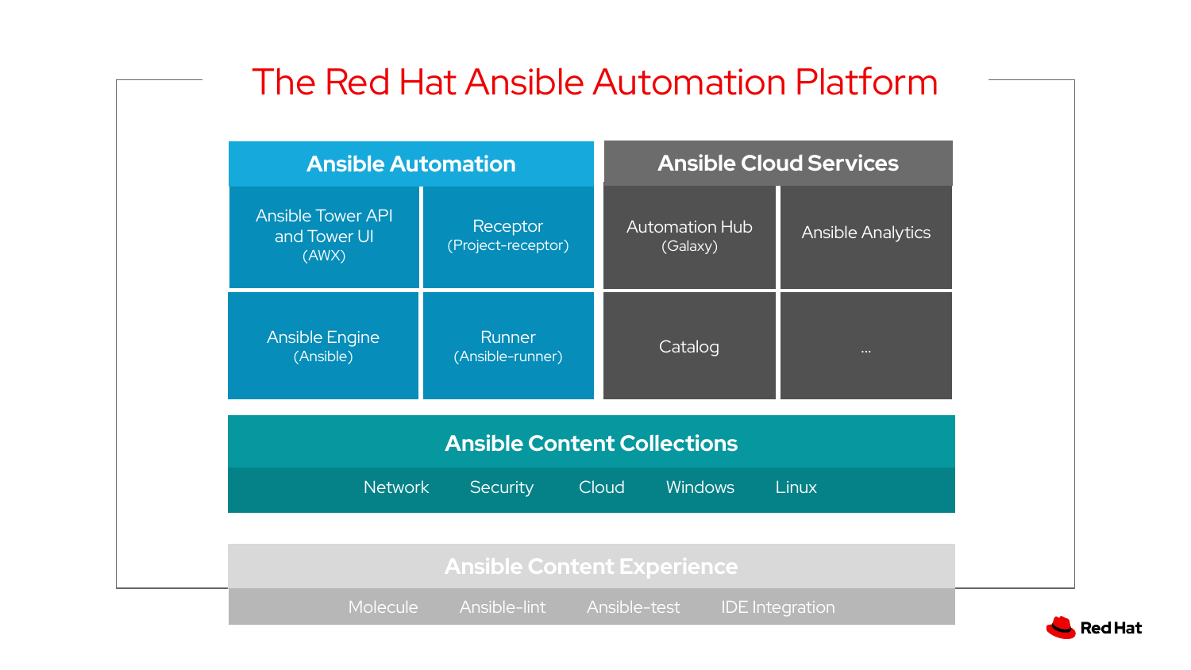# The Red Hat Ansible Automation Platform

## Ansible Automation

- Ansible Tower API and Tower UI (AWX)
- Receptor (Project-receptor)
- Ansible Engine (Ansible)
- Runner (Ansible-runner)

## Ansible Cloud Services

- Automation Hub (Galaxy)
- Ansible Analytics
- Catalog
- ...

## Ansible Content Collections

Network | Security | Cloud | Windows | Linux

## Ansible Content Experience

Molecule | Ansible-lint | Ansible-test | IDE Integration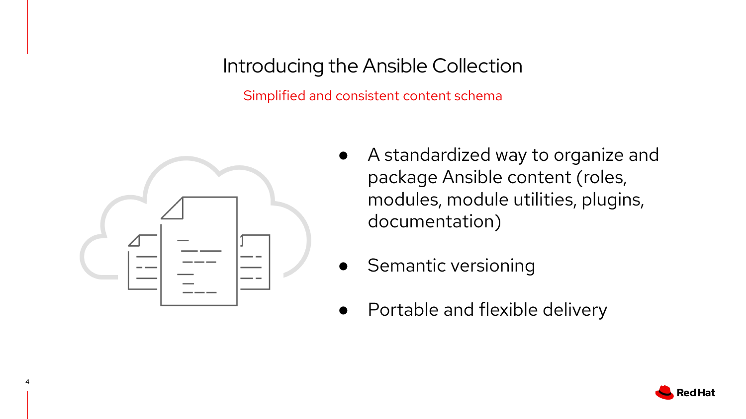# Introducing the Ansible Collection

Simplified and consistent content schema

- A standardized way to organize and package Ansible content (roles, modules, module utilities, plugins, documentation)
- Semantic versioning
- Portable and flexible delivery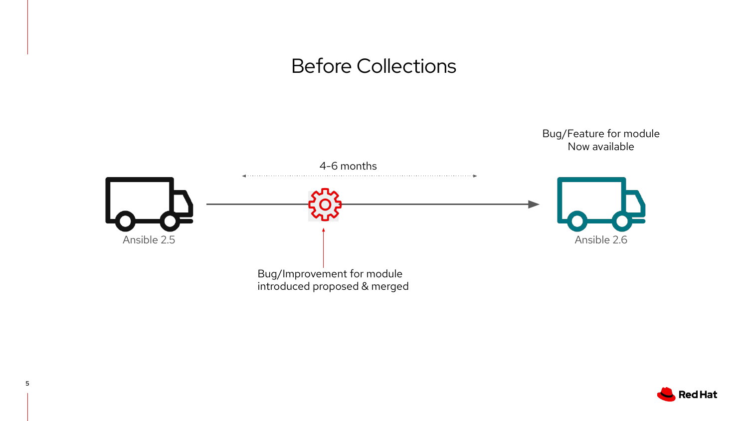# Before Collections

Ansible 2.5

4-6 months

Bug/Improvement for module introduced proposed & merged

Bug/Feature for module Now available

Ansible 2.6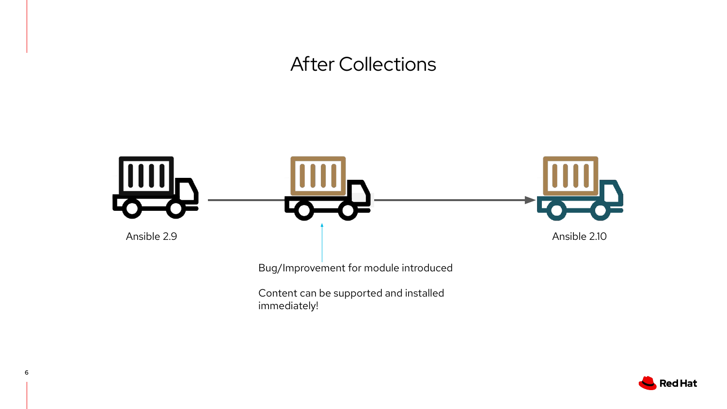# After Collections

Ansible 2.9

Ansible 2.10

Bug/Improvement for module introduced

Content can be supported and installed immediately!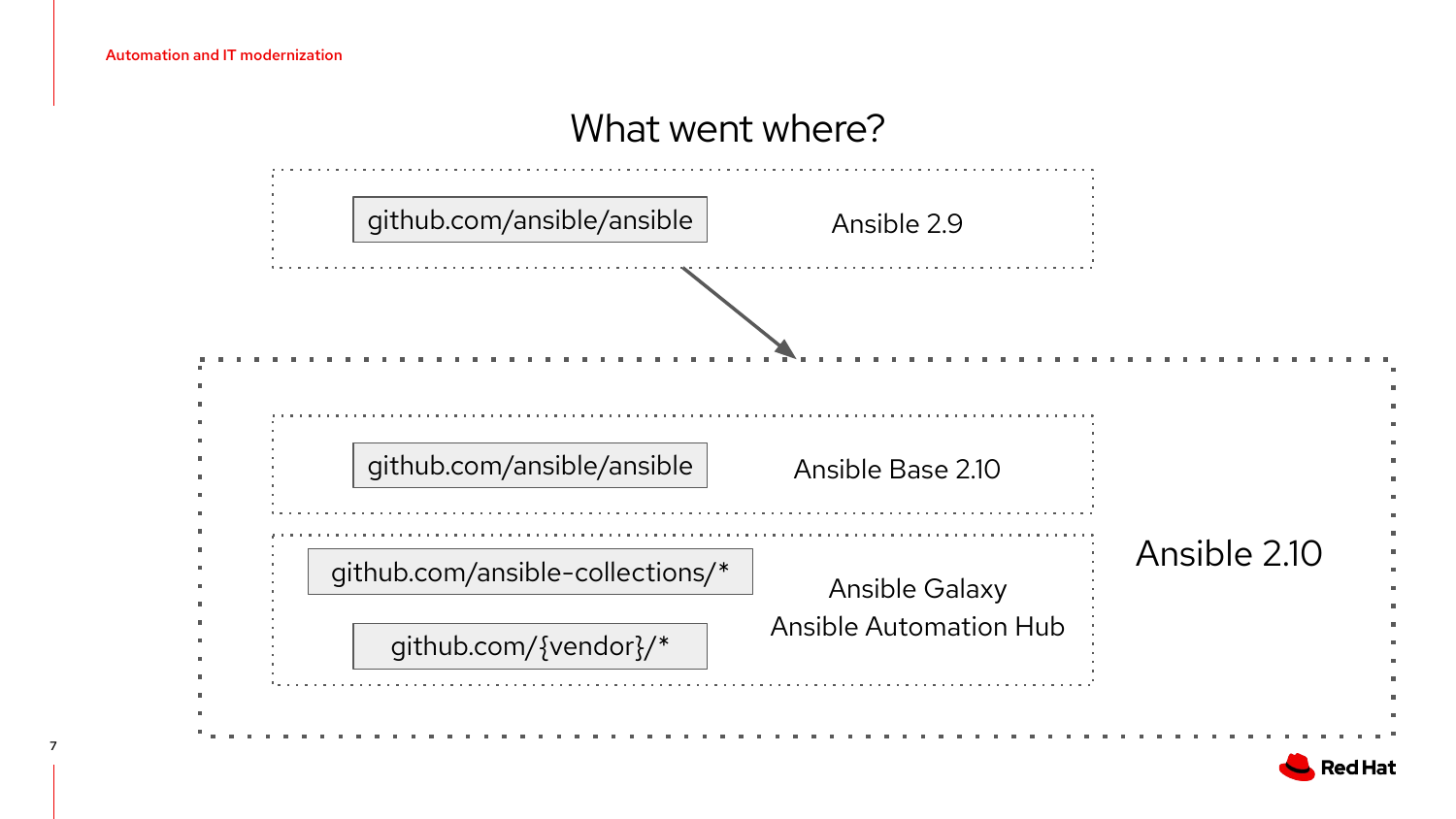# What went where?

github.com/ansible/ansible — Ansible 2.9

↓

**Ansible 2.10**

- github.com/ansible/ansible — Ansible Base 2.10
- github.com/ansible-collections/*
- github.com/{vendor}/* — Ansible Galaxy, Ansible Automation Hub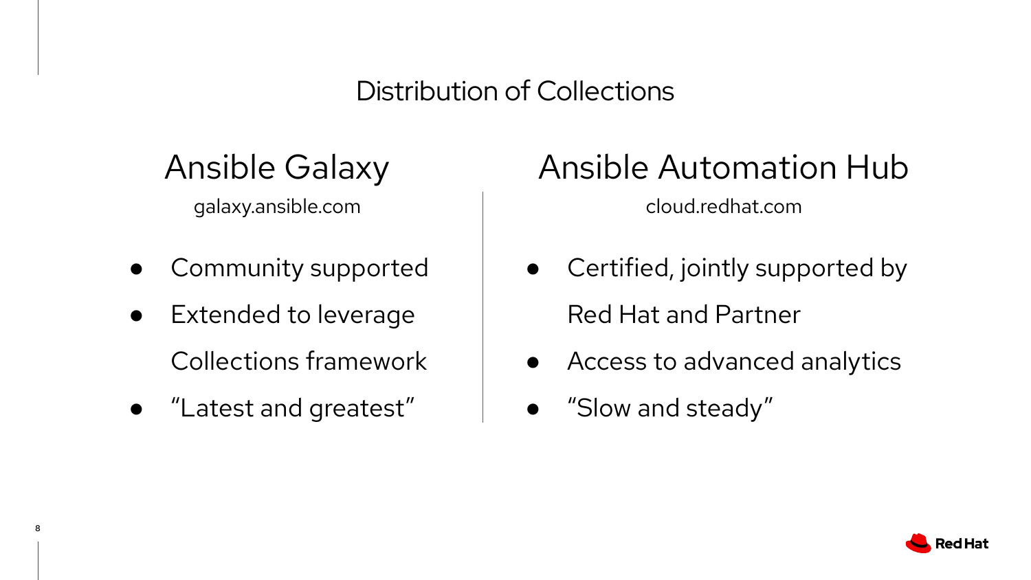# Distribution of Collections

## Ansible Galaxy

galaxy.ansible.com

- Community supported
- Extended to leverage Collections framework
- "Latest and greatest"

## Ansible Automation Hub

cloud.redhat.com

- Certified, jointly supported by Red Hat and Partner
- Access to advanced analytics
- "Slow and steady"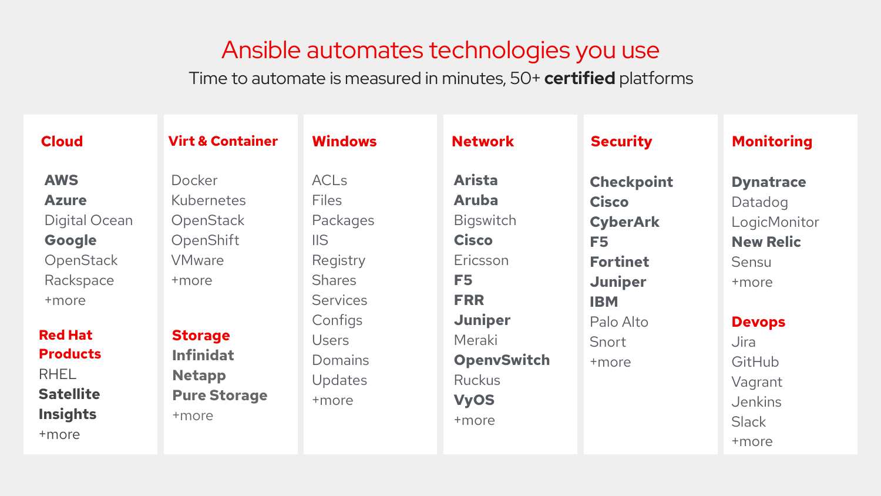# Ansible automates technologies you use

Time to automate is measured in minutes, 50+ **certified** platforms

### Cloud

**AWS**
**Azure**
Digital Ocean
**Google**
OpenStack
Rackspace
+more

### Red Hat Products

RHEL
**Satellite**
**Insights**
+more

### Virt & Container

Docker
Kubernetes
OpenStack
OpenShift
VMware
+more

### Storage

**Infinidat**
**Netapp**
**Pure Storage**
+more

### Windows

ACLs
Files
Packages
IIS
Registry
Shares
Services
Configs
Users
Domains
Updates
+more

### Network

**Arista**
**Aruba**
Bigswitch
**Cisco**
Ericsson
**F5**
**FRR**
**Juniper**
Meraki
**OpenvSwitch**
Ruckus
**VyOS**
+more

### Security

**Checkpoint**
**Cisco**
**CyberArk**
**F5**
**Fortinet**
**Juniper**
**IBM**
Palo Alto
Snort
+more

### Monitoring

**Dynatrace**
Datadog
LogicMonitor
**New Relic**
Sensu
+more

### Devops

Jira
GitHub
Vagrant
Jenkins
Slack
+more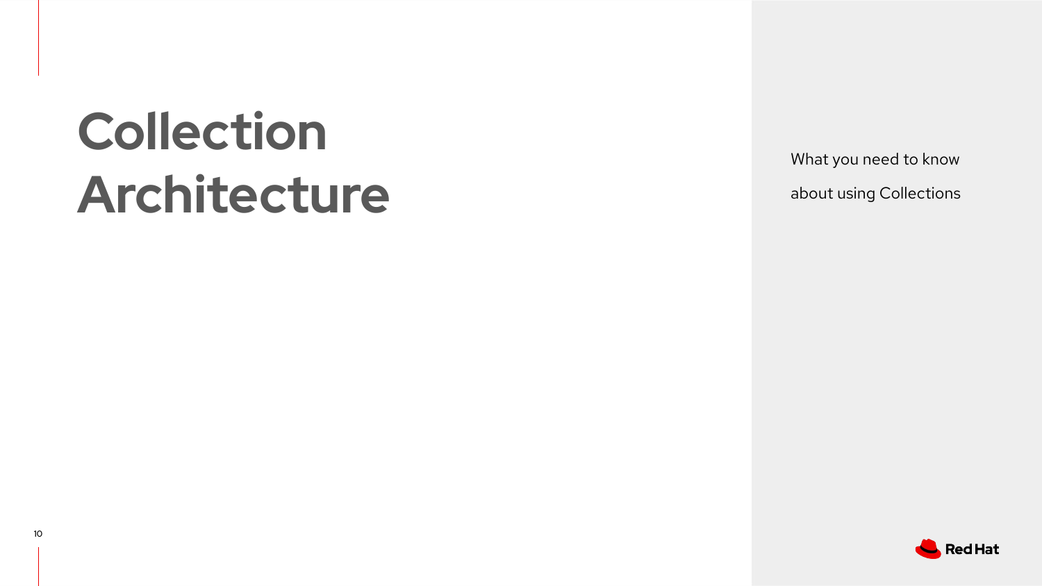# Collection Architecture

What you need to know about using Collections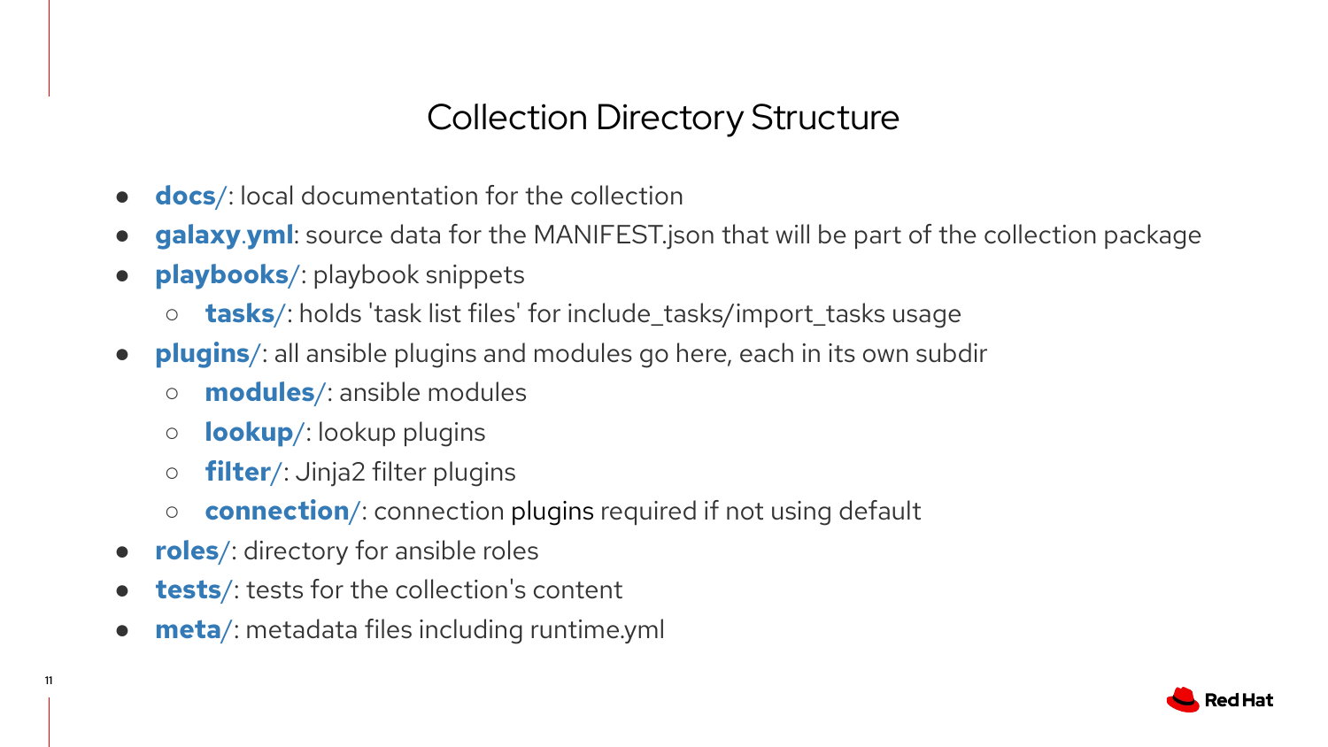# Collection Directory Structure

- **docs/**: local documentation for the collection
- **galaxy.yml**: source data for the MANIFEST.json that will be part of the collection package
- **playbooks/**: playbook snippets
  - **tasks/**: holds 'task list files' for include_tasks/import_tasks usage
- **plugins/**: all ansible plugins and modules go here, each in its own subdir
  - **modules/**: ansible modules
  - **lookup/**: lookup plugins
  - **filter/**: Jinja2 filter plugins
  - **connection/**: connection plugins required if not using default
- **roles/**: directory for ansible roles
- **tests/**: tests for the collection's content
- **meta/**: metadata files including runtime.yml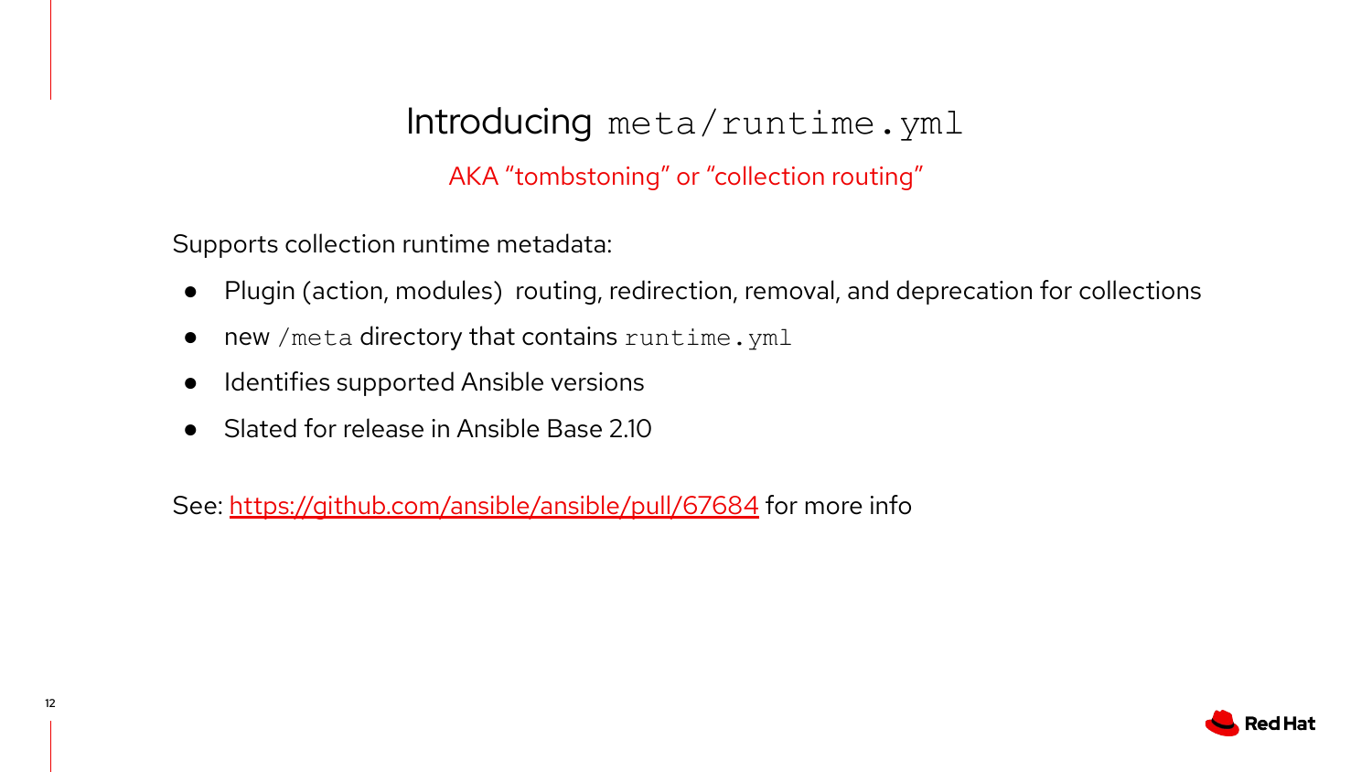# Introducing `meta/runtime.yml`

AKA “tombstoning” or “collection routing”

Supports collection runtime metadata:

- Plugin (action, modules) routing, redirection, removal, and deprecation for collections
- new `/meta` directory that contains `runtime.yml`
- Identifies supported Ansible versions
- Slated for release in Ansible Base 2.10

See: [https://github.com/ansible/ansible/pull/67684](https://github.com/ansible/ansible/pull/67684) for more info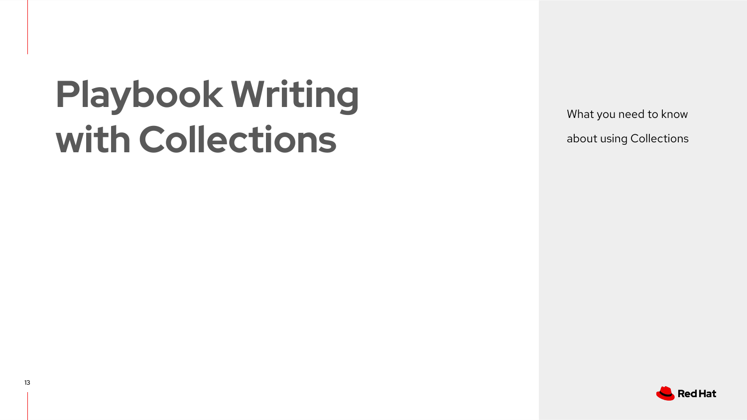# Playbook Writing with Collections

What you need to know about using Collections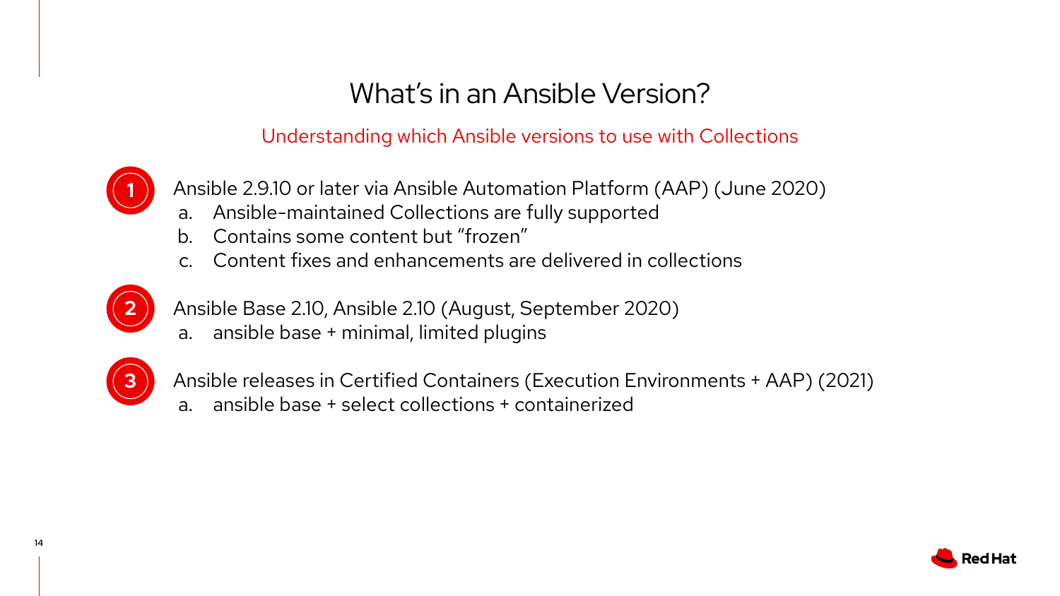# What's in an Ansible Version?

Understanding which Ansible versions to use with Collections

1. Ansible 2.9.10 or later via Ansible Automation Platform (AAP) (June 2020)
    a. Ansible-maintained Collections are fully supported
    b. Contains some content but "frozen"
    c. Content fixes and enhancements are delivered in collections

2. Ansible Base 2.10, Ansible 2.10 (August, September 2020)
    a. ansible base + minimal, limited plugins

3. Ansible releases in Certified Containers (Execution Environments + AAP) (2021)
    a. ansible base + select collections + containerized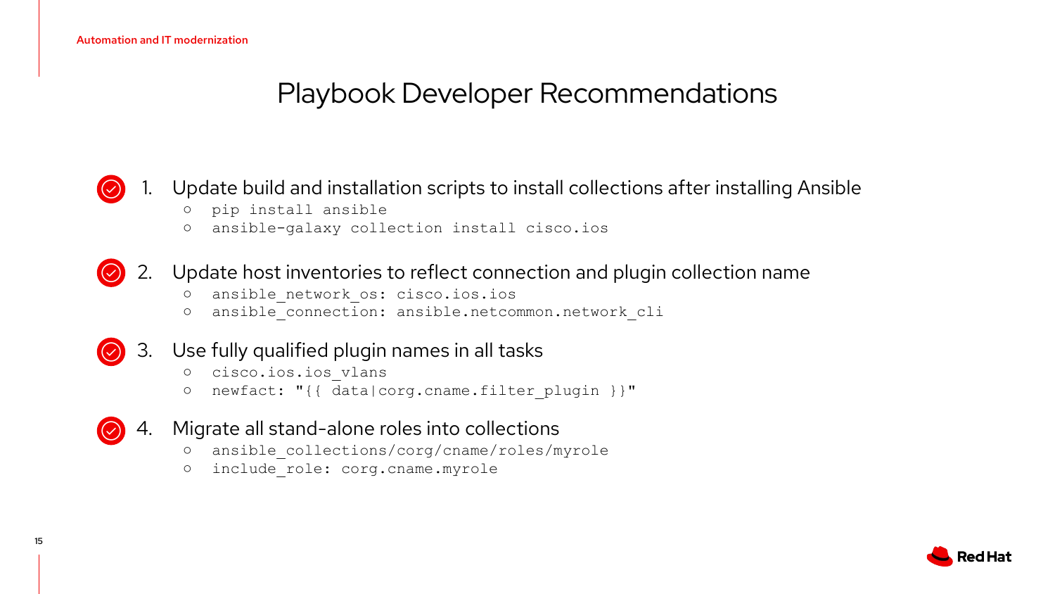# Playbook Developer Recommendations

1. Update build and installation scripts to install collections after installing Ansible
   - `pip install ansible`
   - `ansible-galaxy collection install cisco.ios`
2. Update host inventories to reflect connection and plugin collection name
   - `ansible_network_os: cisco.ios.ios`
   - `ansible_connection: ansible.netcommon.network_cli`
3. Use fully qualified plugin names in all tasks
   - `cisco.ios.ios_vlans`
   - `newfact: "{{ data|corg.cname.filter_plugin }}"`
4. Migrate all stand-alone roles into collections
   - `ansible_collections/corg/cname/roles/myrole`
   - `include_role: corg.cname.myrole`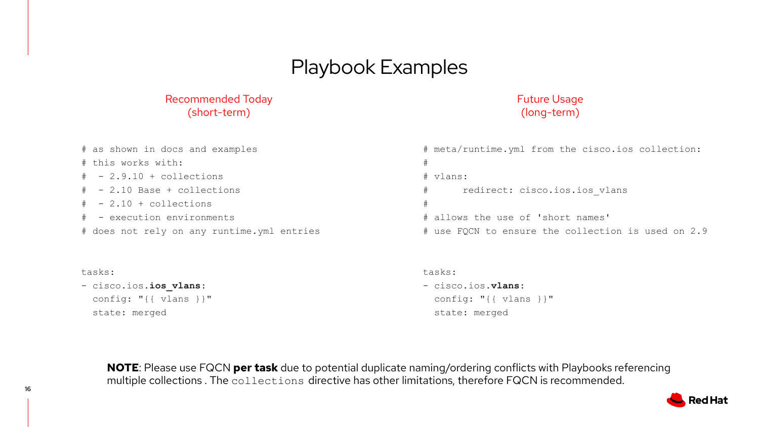# Playbook Examples

## Recommended Today (short-term)

```
# as shown in docs and examples
# this works with:
#  - 2.9.10 + collections
#  - 2.10 Base + collections
#  - 2.10 + collections
#  - execution environments
# does not rely on any runtime.yml entries


tasks:
- cisco.ios.ios_vlans:
  config: "{{ vlans }}"
  state: merged
```

## Future Usage (long-term)

```
# meta/runtime.yml from the cisco.ios collection:
#
# vlans:
#      redirect: cisco.ios.ios_vlans
#
# allows the use of 'short names'
# use FQCN to ensure the collection is used on 2.9


tasks:
- cisco.ios.vlans:
  config: "{{ vlans }}"
  state: merged
```

**NOTE**: Please use FQCN **per task** due to potential duplicate naming/ordering conflicts with Playbooks referencing multiple collections . The `collections` directive has other limitations, therefore FQCN is recommended.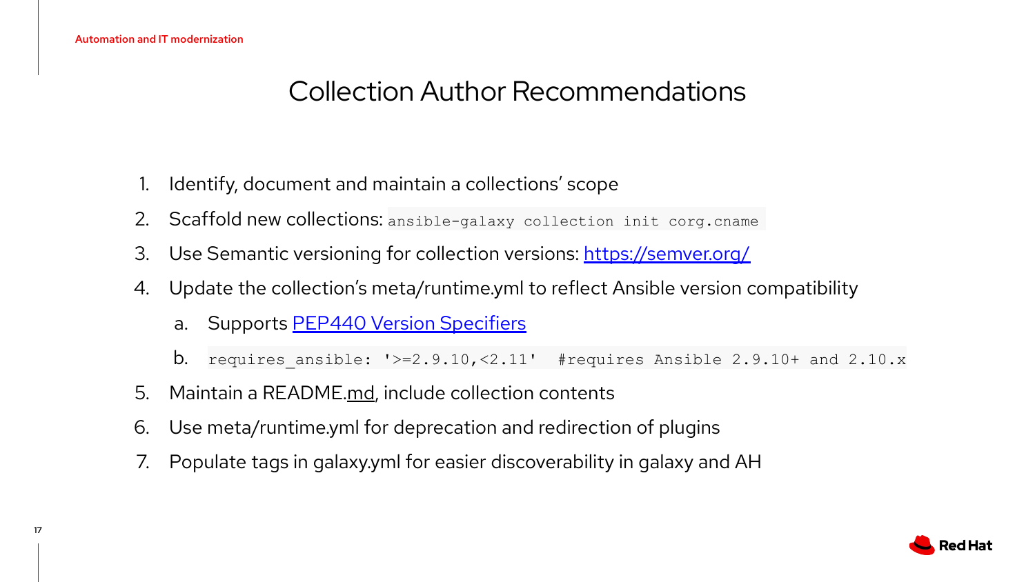# Collection Author Recommendations

1. Identify, document and maintain a collections' scope
2. Scaffold new collections: `ansible-galaxy collection init corg.cname`
3. Use Semantic versioning for collection versions: [https://semver.org/](https://semver.org/)
4. Update the collection's meta/runtime.yml to reflect Ansible version compatibility
    a. Supports [PEP440 Version Specifiers]()
    b. `requires_ansible: '>=2.9.10,<2.11'  #requires Ansible 2.9.10+ and 2.10.x`
5. Maintain a README.md, include collection contents
6. Use meta/runtime.yml for deprecation and redirection of plugins
7. Populate tags in galaxy.yml for easier discoverability in galaxy and AH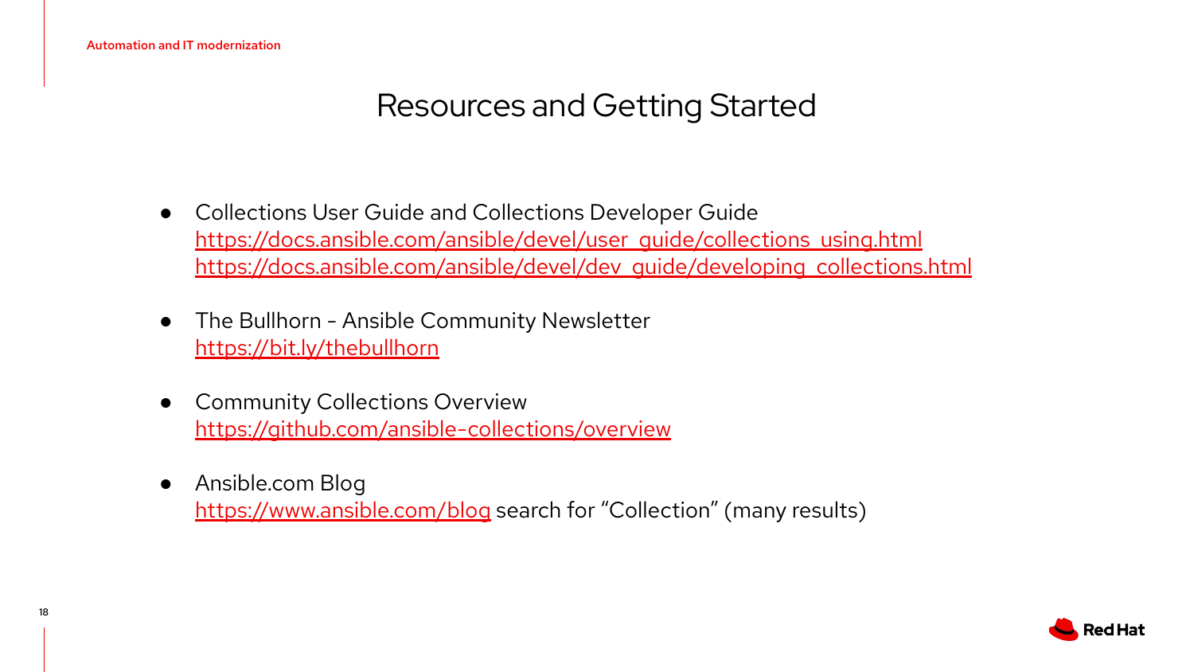# Resources and Getting Started

- Collections User Guide and Collections Developer Guide
  https://docs.ansible.com/ansible/devel/user_guide/collections_using.html
  https://docs.ansible.com/ansible/devel/dev_guide/developing_collections.html

- The Bullhorn - Ansible Community Newsletter
  https://bit.ly/thebullhorn

- Community Collections Overview
  https://github.com/ansible-collections/overview

- Ansible.com Blog
  https://www.ansible.com/blog search for "Collection" (many results)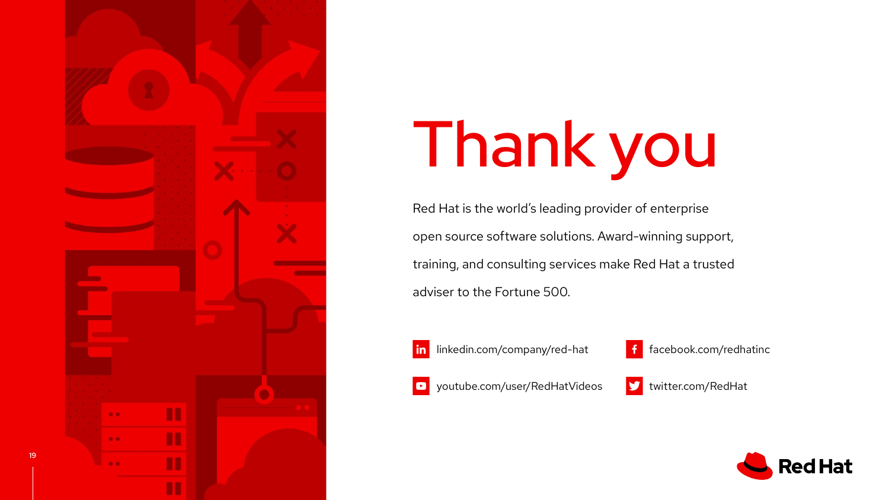# Thank you

Red Hat is the world's leading provider of enterprise open source software solutions. Award-winning support, training, and consulting services make Red Hat a trusted adviser to the Fortune 500.

- linkedin.com/company/red-hat
- facebook.com/redhatinc
- youtube.com/user/RedHatVideos
- twitter.com/RedHat

Red Hat